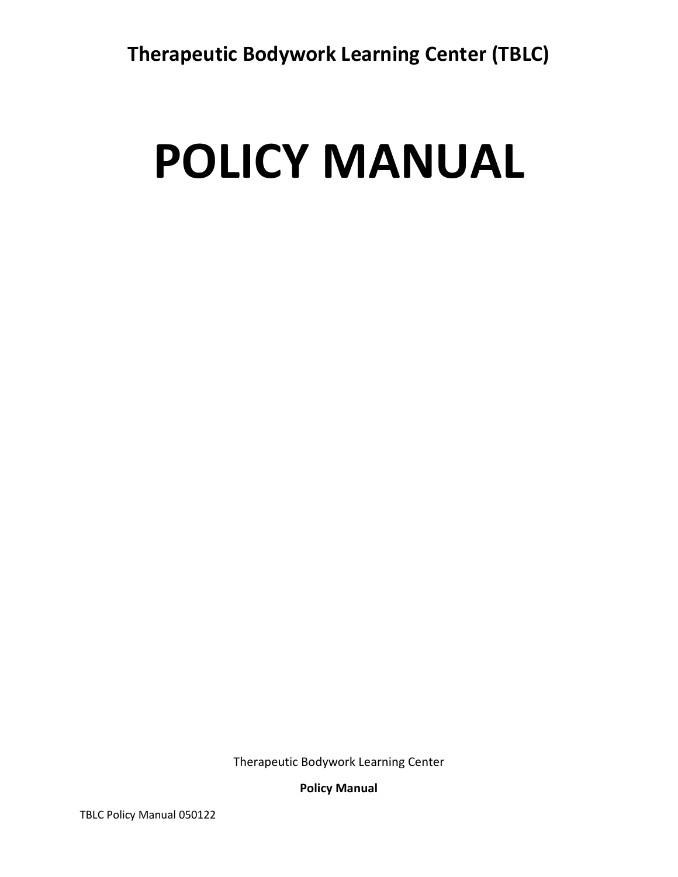**Therapeutic Bodywork Learning Center (TBLC)**

# POLICY MANUAL

Therapeutic Bodywork Learning Center

**Policy Manual**

TBLC Policy Manual 050122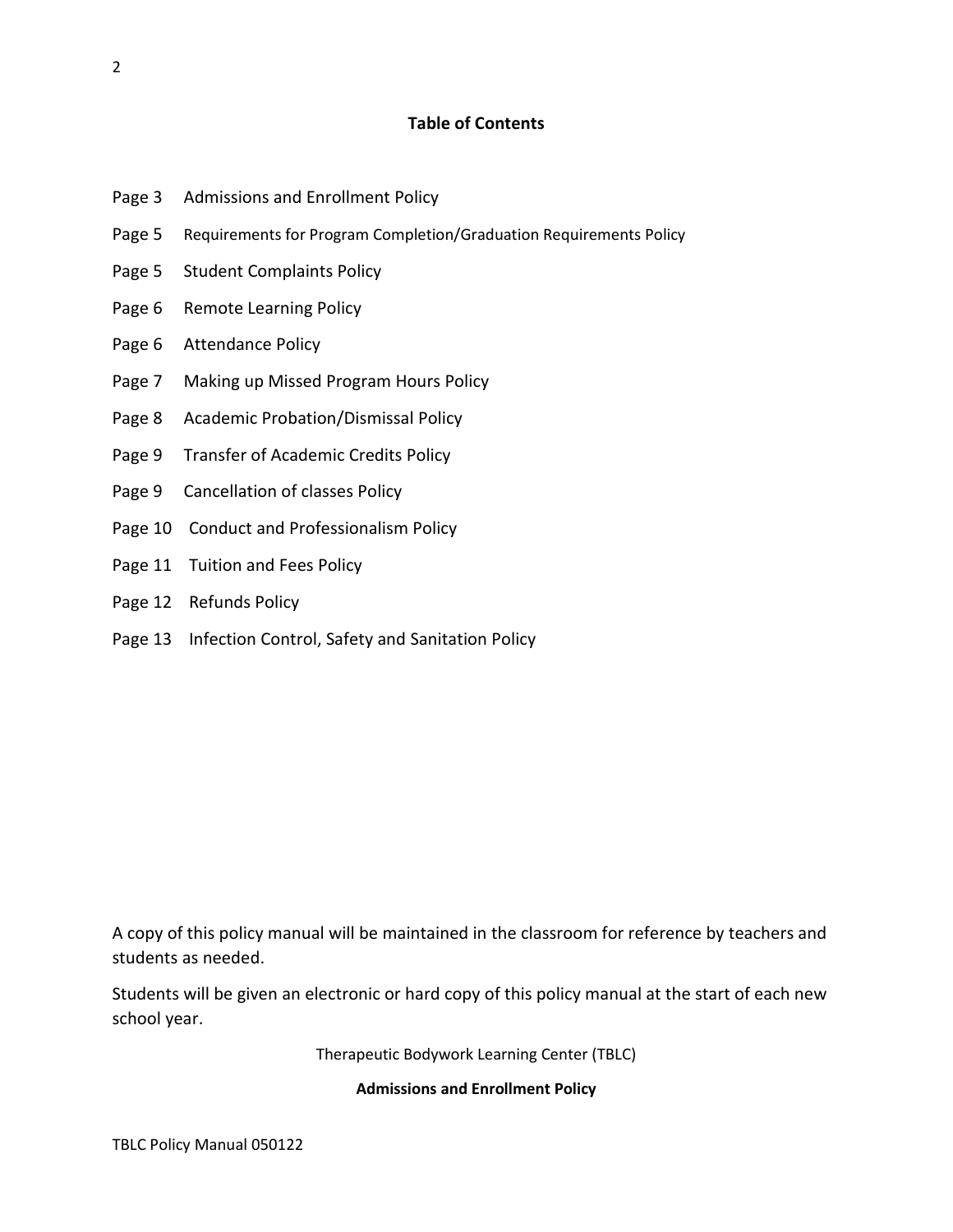## Table of Contents

Page 3 Admissions and Enrollment Policy

Page 5 Requirements for Program Completion/Graduation Requirements Policy

Page 5 Student Complaints Policy

Page 6 Remote Learning Policy

Page 6 Attendance Policy

Page 7 Making up Missed Program Hours Policy

Page 8 Academic Probation/Dismissal Policy

Page 9 Transfer of Academic Credits Policy

Page 9 Cancellation of classes Policy

Page 10 Conduct and Professionalism Policy

Page 11 Tuition and Fees Policy

Page 12 Refunds Policy

Page 13 Infection Control, Safety and Sanitation Policy

A copy of this policy manual will be maintained in the classroom for reference by teachers and students as needed.

Students will be given an electronic or hard copy of this policy manual at the start of each new school year.

Therapeutic Bodywork Learning Center (TBLC)

**Admissions and Enrollment Policy**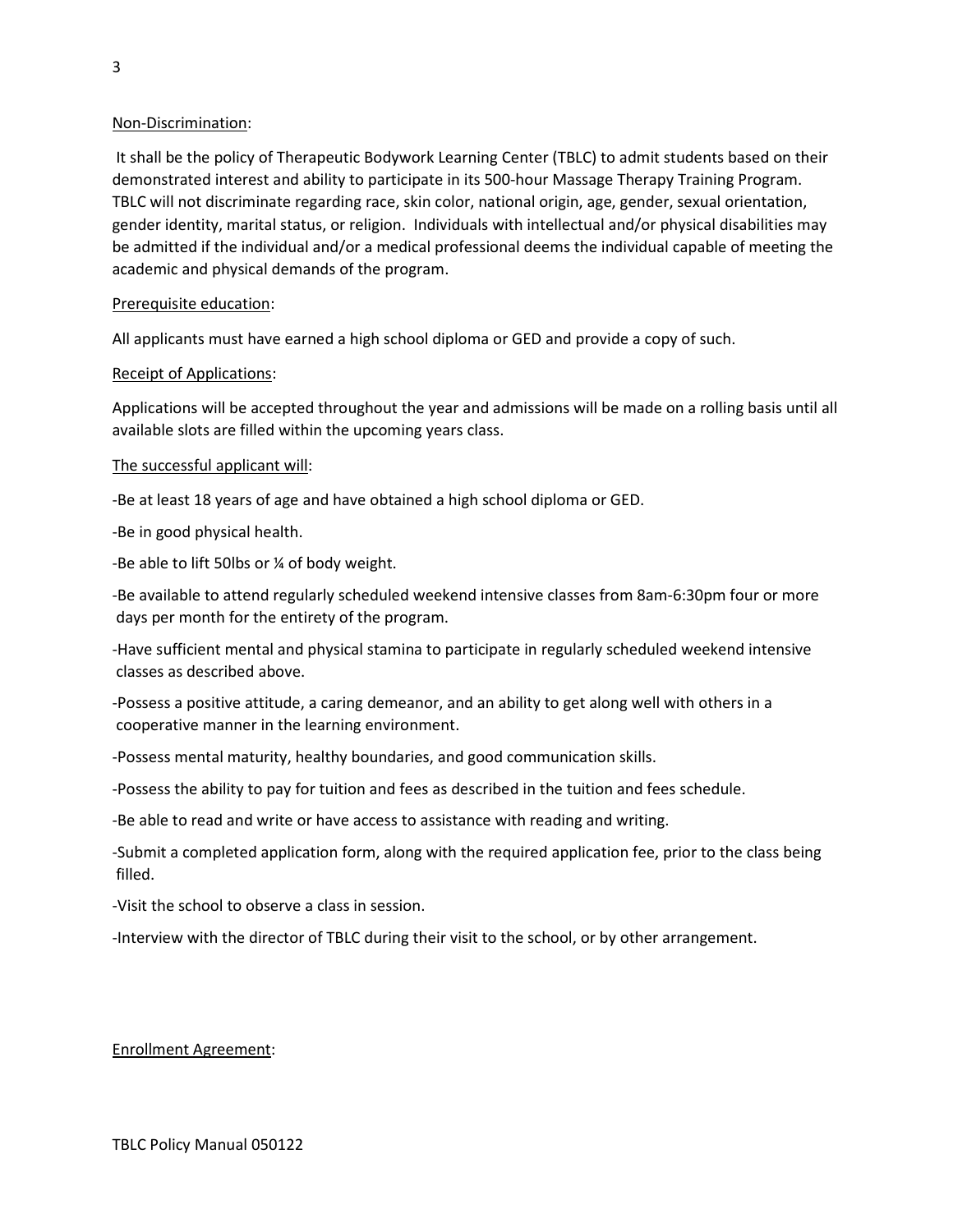Non-Discrimination:

It shall be the policy of Therapeutic Bodywork Learning Center (TBLC) to admit students based on their demonstrated interest and ability to participate in its 500-hour Massage Therapy Training Program. TBLC will not discriminate regarding race, skin color, national origin, age, gender, sexual orientation, gender identity, marital status, or religion. Individuals with intellectual and/or physical disabilities may be admitted if the individual and/or a medical professional deems the individual capable of meeting the academic and physical demands of the program.

Prerequisite education:

All applicants must have earned a high school diploma or GED and provide a copy of such.

Receipt of Applications:

Applications will be accepted throughout the year and admissions will be made on a rolling basis until all available slots are filled within the upcoming years class.

The successful applicant will:

-Be at least 18 years of age and have obtained a high school diploma or GED.

-Be in good physical health.

-Be able to lift 50lbs or ¼ of body weight.

-Be available to attend regularly scheduled weekend intensive classes from 8am-6:30pm four or more days per month for the entirety of the program.

-Have sufficient mental and physical stamina to participate in regularly scheduled weekend intensive classes as described above.

-Possess a positive attitude, a caring demeanor, and an ability to get along well with others in a cooperative manner in the learning environment.

-Possess mental maturity, healthy boundaries, and good communication skills.

-Possess the ability to pay for tuition and fees as described in the tuition and fees schedule.

-Be able to read and write or have access to assistance with reading and writing.

-Submit a completed application form, along with the required application fee, prior to the class being filled.

-Visit the school to observe a class in session.

-Interview with the director of TBLC during their visit to the school, or by other arrangement.

Enrollment Agreement: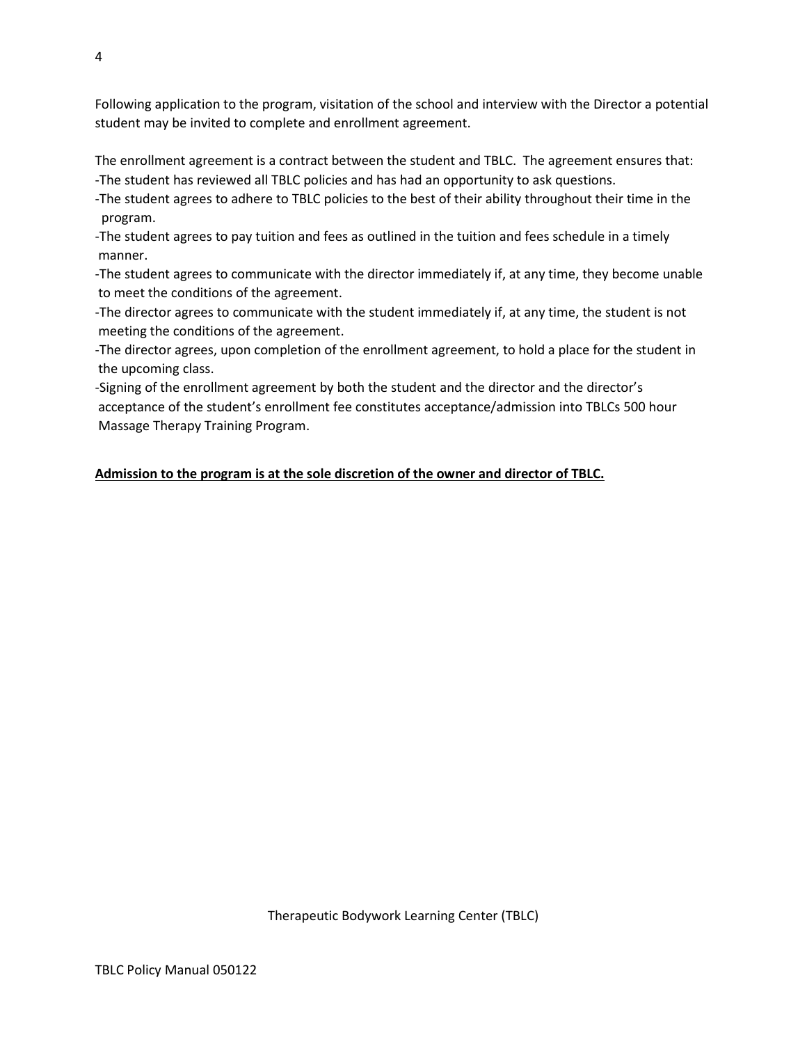Following application to the program, visitation of the school and interview with the Director a potential student may be invited to complete and enrollment agreement.

The enrollment agreement is a contract between the student and TBLC. The agreement ensures that:

- The student has reviewed all TBLC policies and has had an opportunity to ask questions.
- The student agrees to adhere to TBLC policies to the best of their ability throughout their time in the program.
- The student agrees to pay tuition and fees as outlined in the tuition and fees schedule in a timely manner.
- The student agrees to communicate with the director immediately if, at any time, they become unable to meet the conditions of the agreement.
- The director agrees to communicate with the student immediately if, at any time, the student is not meeting the conditions of the agreement.
- The director agrees, upon completion of the enrollment agreement, to hold a place for the student in the upcoming class.
- Signing of the enrollment agreement by both the student and the director and the director's acceptance of the student's enrollment fee constitutes acceptance/admission into TBLCs 500 hour Massage Therapy Training Program.

**Admission to the program is at the sole discretion of the owner and director of TBLC.**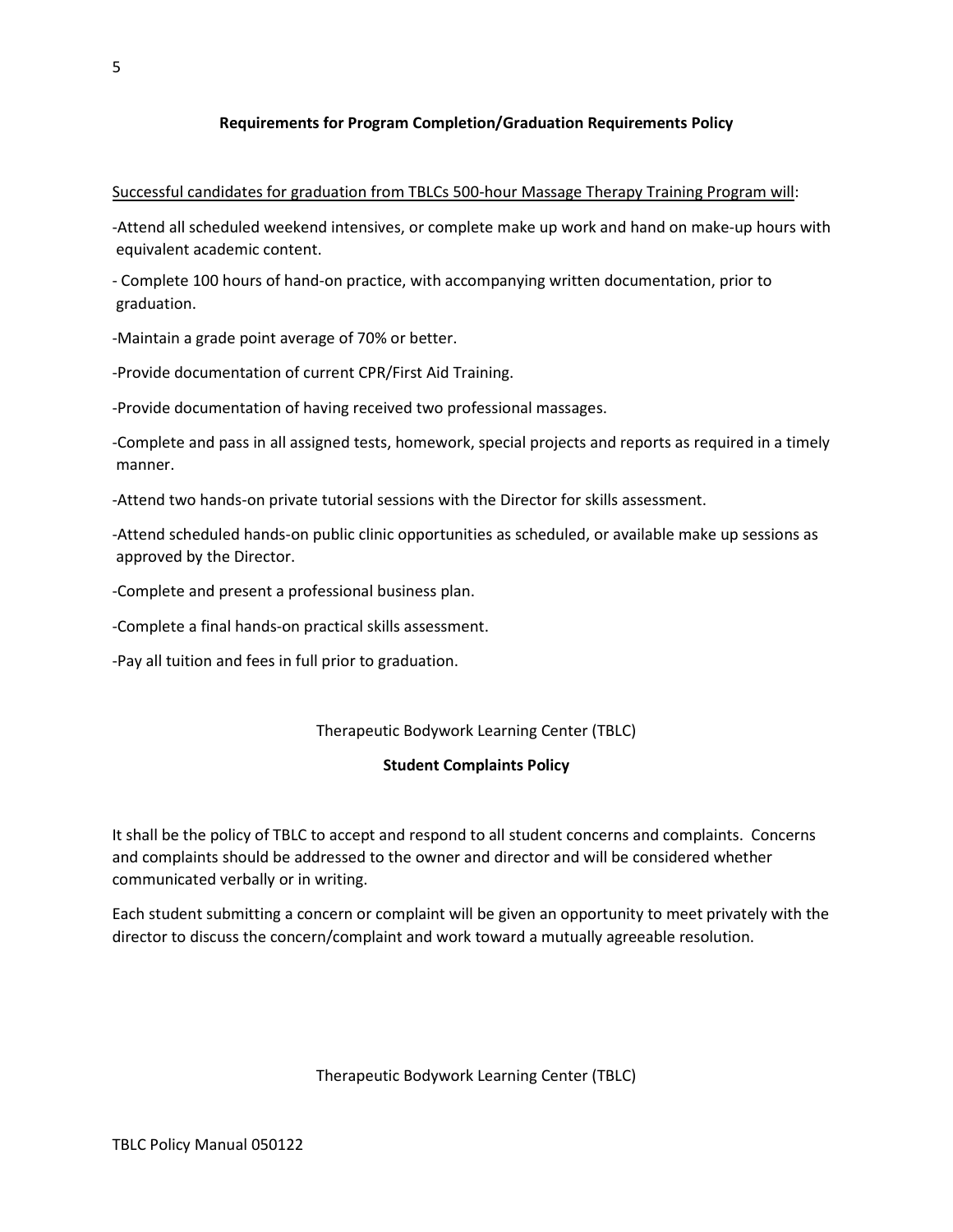**Requirements for Program Completion/Graduation Requirements Policy**

<u>Successful candidates for graduation from TBLCs 500-hour Massage Therapy Training Program will</u>:

-Attend all scheduled weekend intensives, or complete make up work and hand on make-up hours with equivalent academic content.

- Complete 100 hours of hand-on practice, with accompanying written documentation, prior to graduation.

-Maintain a grade point average of 70% or better.

-Provide documentation of current CPR/First Aid Training.

-Provide documentation of having received two professional massages.

-Complete and pass in all assigned tests, homework, special projects and reports as required in a timely manner.

-Attend two hands-on private tutorial sessions with the Director for skills assessment.

-Attend scheduled hands-on public clinic opportunities as scheduled, or available make up sessions as approved by the Director.

-Complete and present a professional business plan.

-Complete a final hands-on practical skills assessment.

-Pay all tuition and fees in full prior to graduation.

Therapeutic Bodywork Learning Center (TBLC)

**Student Complaints Policy**

It shall be the policy of TBLC to accept and respond to all student concerns and complaints. Concerns and complaints should be addressed to the owner and director and will be considered whether communicated verbally or in writing.

Each student submitting a concern or complaint will be given an opportunity to meet privately with the director to discuss the concern/complaint and work toward a mutually agreeable resolution.

Therapeutic Bodywork Learning Center (TBLC)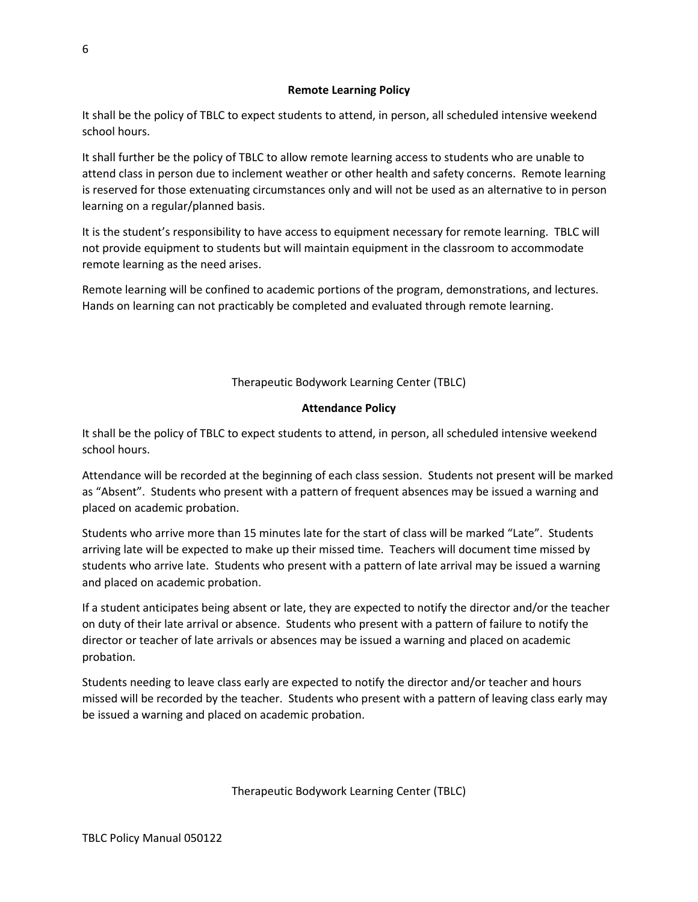## Remote Learning Policy

It shall be the policy of TBLC to expect students to attend, in person, all scheduled intensive weekend school hours.

It shall further be the policy of TBLC to allow remote learning access to students who are unable to attend class in person due to inclement weather or other health and safety concerns. Remote learning is reserved for those extenuating circumstances only and will not be used as an alternative to in person learning on a regular/planned basis.

It is the student's responsibility to have access to equipment necessary for remote learning. TBLC will not provide equipment to students but will maintain equipment in the classroom to accommodate remote learning as the need arises.

Remote learning will be confined to academic portions of the program, demonstrations, and lectures. Hands on learning can not practicably be completed and evaluated through remote learning.

Therapeutic Bodywork Learning Center (TBLC)

## Attendance Policy

It shall be the policy of TBLC to expect students to attend, in person, all scheduled intensive weekend school hours.

Attendance will be recorded at the beginning of each class session. Students not present will be marked as "Absent". Students who present with a pattern of frequent absences may be issued a warning and placed on academic probation.

Students who arrive more than 15 minutes late for the start of class will be marked "Late". Students arriving late will be expected to make up their missed time. Teachers will document time missed by students who arrive late. Students who present with a pattern of late arrival may be issued a warning and placed on academic probation.

If a student anticipates being absent or late, they are expected to notify the director and/or the teacher on duty of their late arrival or absence. Students who present with a pattern of failure to notify the director or teacher of late arrivals or absences may be issued a warning and placed on academic probation.

Students needing to leave class early are expected to notify the director and/or teacher and hours missed will be recorded by the teacher. Students who present with a pattern of leaving class early may be issued a warning and placed on academic probation.

Therapeutic Bodywork Learning Center (TBLC)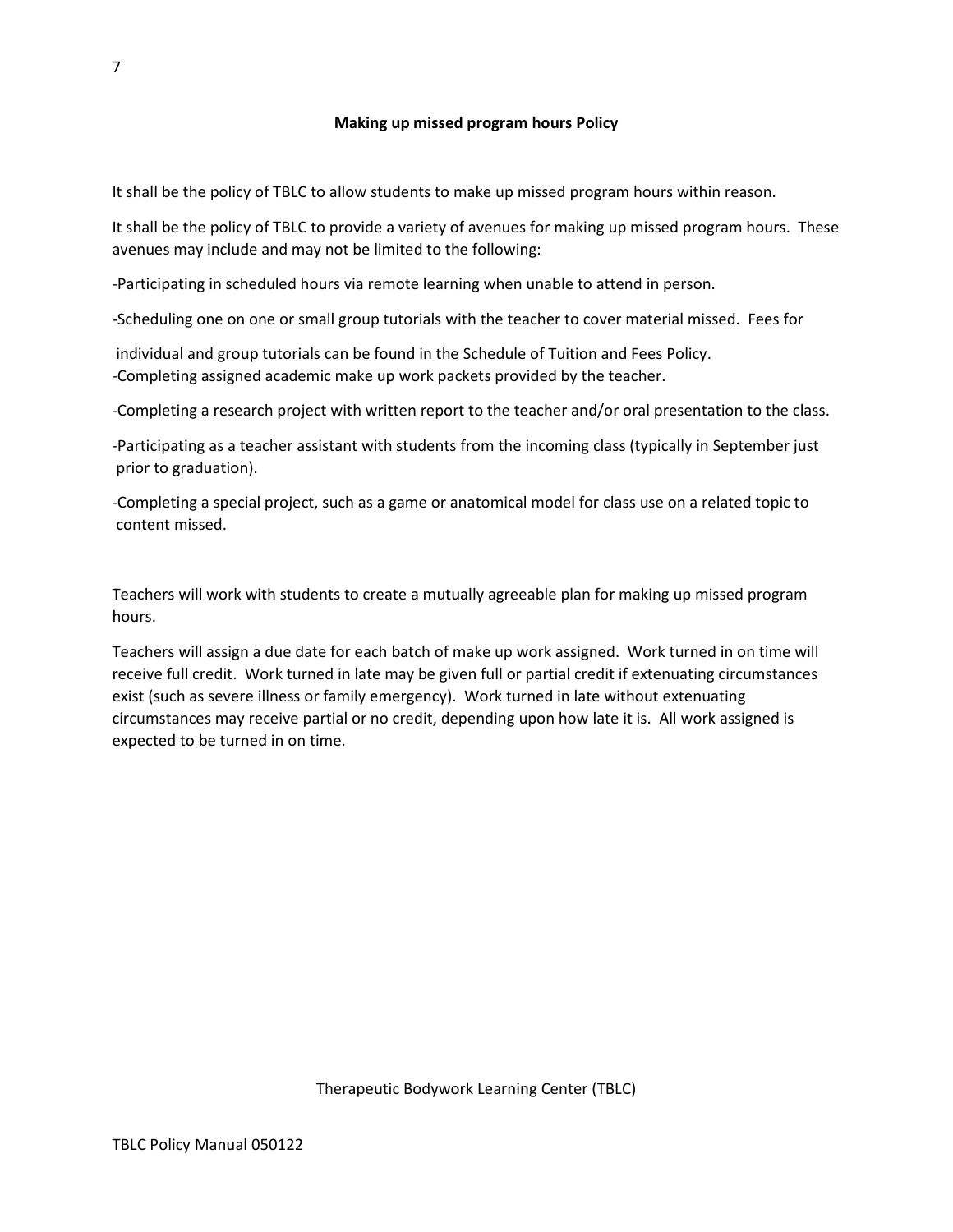## Making up missed program hours Policy

It shall be the policy of TBLC to allow students to make up missed program hours within reason.

It shall be the policy of TBLC to provide a variety of avenues for making up missed program hours. These avenues may include and may not be limited to the following:

- Participating in scheduled hours via remote learning when unable to attend in person.
- Scheduling one on one or small group tutorials with the teacher to cover material missed. Fees for individual and group tutorials can be found in the Schedule of Tuition and Fees Policy.
- Completing assigned academic make up work packets provided by the teacher.
- Completing a research project with written report to the teacher and/or oral presentation to the class.
- Participating as a teacher assistant with students from the incoming class (typically in September just prior to graduation).
- Completing a special project, such as a game or anatomical model for class use on a related topic to content missed.

Teachers will work with students to create a mutually agreeable plan for making up missed program hours.

Teachers will assign a due date for each batch of make up work assigned. Work turned in on time will receive full credit. Work turned in late may be given full or partial credit if extenuating circumstances exist (such as severe illness or family emergency). Work turned in late without extenuating circumstances may receive partial or no credit, depending upon how late it is. All work assigned is expected to be turned in on time.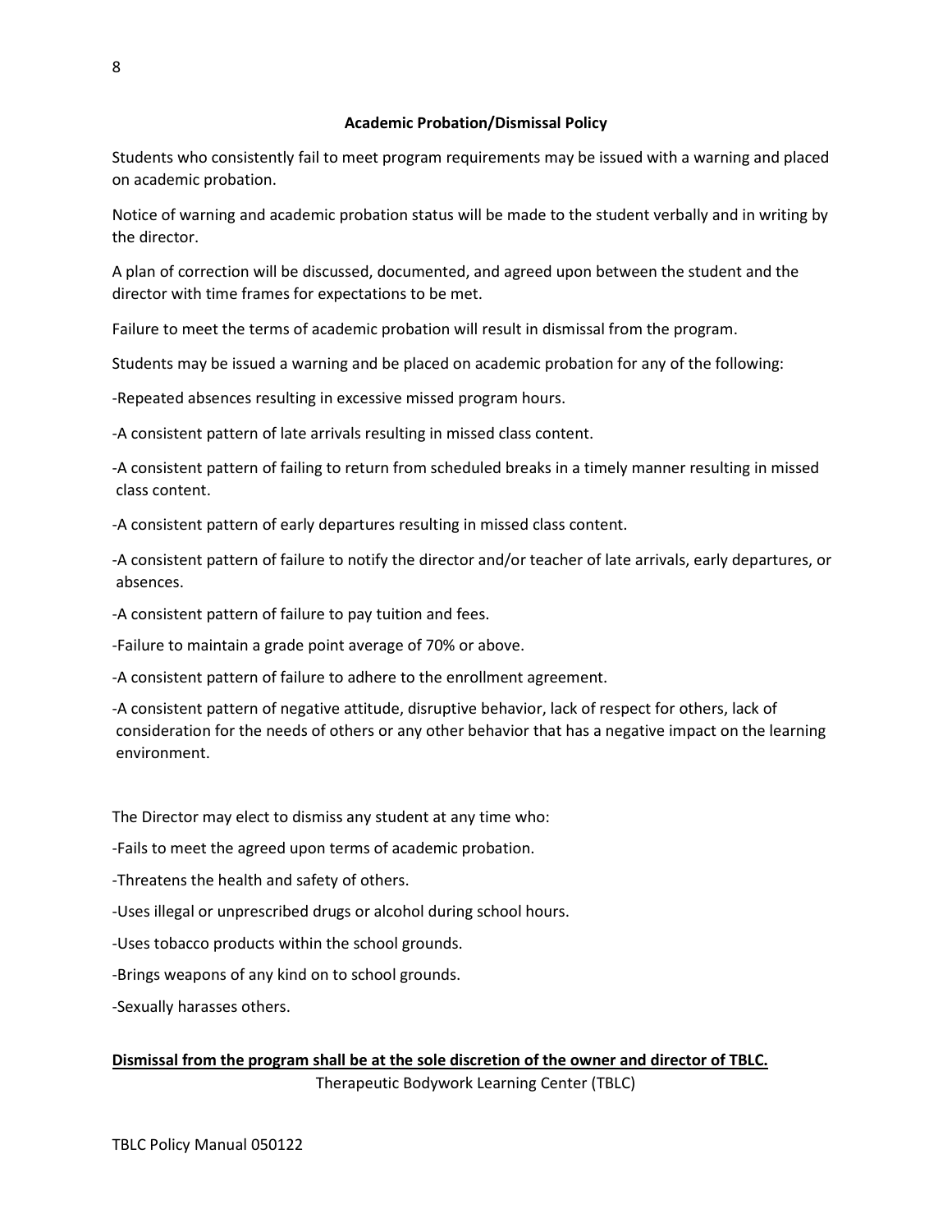## Academic Probation/Dismissal Policy

Students who consistently fail to meet program requirements may be issued with a warning and placed on academic probation.

Notice of warning and academic probation status will be made to the student verbally and in writing by the director.

A plan of correction will be discussed, documented, and agreed upon between the student and the director with time frames for expectations to be met.

Failure to meet the terms of academic probation will result in dismissal from the program.

Students may be issued a warning and be placed on academic probation for any of the following:

-Repeated absences resulting in excessive missed program hours.

-A consistent pattern of late arrivals resulting in missed class content.

-A consistent pattern of failing to return from scheduled breaks in a timely manner resulting in missed class content.

-A consistent pattern of early departures resulting in missed class content.

-A consistent pattern of failure to notify the director and/or teacher of late arrivals, early departures, or absences.

-A consistent pattern of failure to pay tuition and fees.

-Failure to maintain a grade point average of 70% or above.

-A consistent pattern of failure to adhere to the enrollment agreement.

-A consistent pattern of negative attitude, disruptive behavior, lack of respect for others, lack of consideration for the needs of others or any other behavior that has a negative impact on the learning environment.

The Director may elect to dismiss any student at any time who:

-Fails to meet the agreed upon terms of academic probation.

-Threatens the health and safety of others.

-Uses illegal or unprescribed drugs or alcohol during school hours.

-Uses tobacco products within the school grounds.

-Brings weapons of any kind on to school grounds.

-Sexually harasses others.

**Dismissal from the program shall be at the sole discretion of the owner and director of TBLC.**

Therapeutic Bodywork Learning Center (TBLC)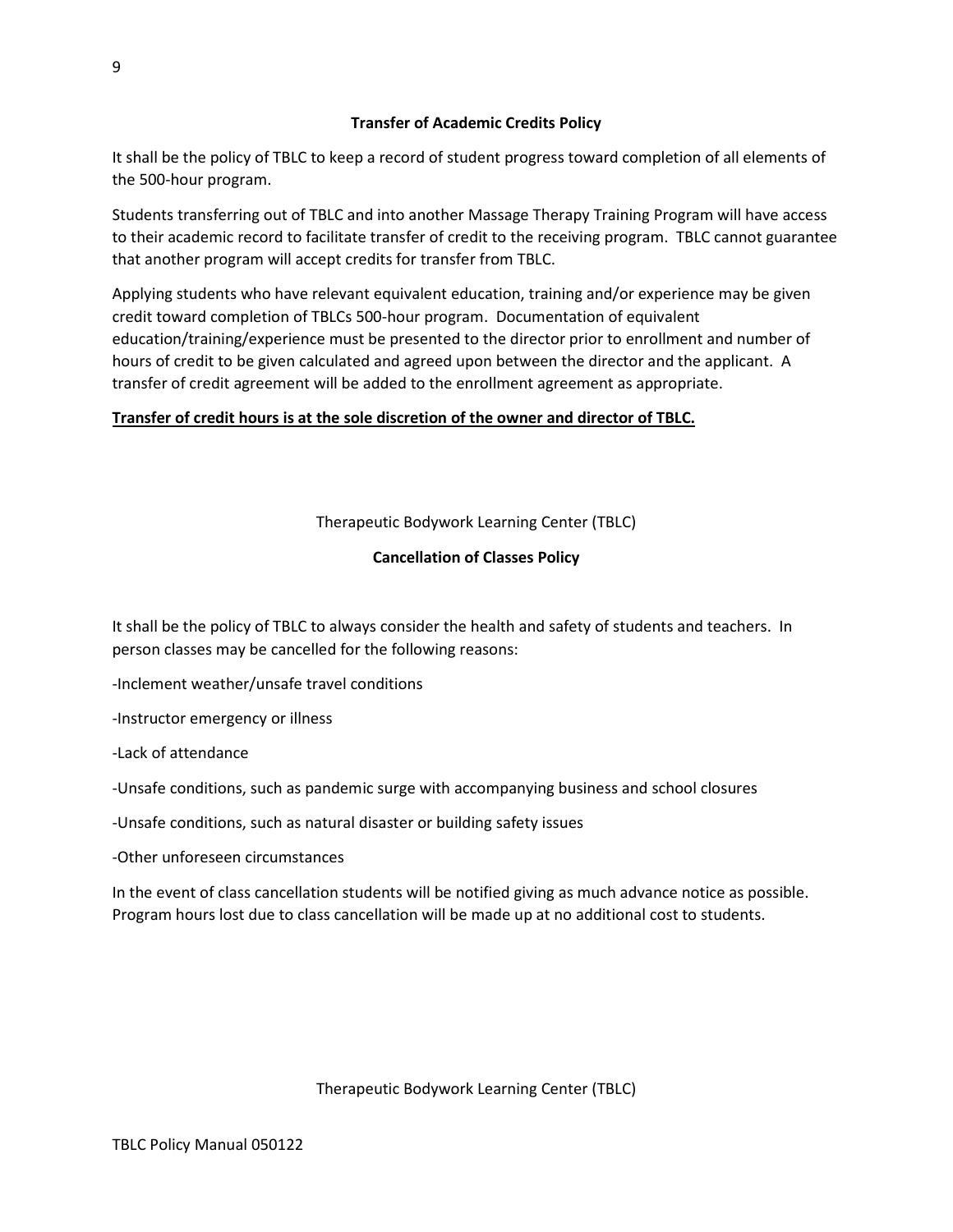**Transfer of Academic Credits Policy**

It shall be the policy of TBLC to keep a record of student progress toward completion of all elements of the 500-hour program.

Students transferring out of TBLC and into another Massage Therapy Training Program will have access to their academic record to facilitate transfer of credit to the receiving program. TBLC cannot guarantee that another program will accept credits for transfer from TBLC.

Applying students who have relevant equivalent education, training and/or experience may be given credit toward completion of TBLCs 500-hour program. Documentation of equivalent education/training/experience must be presented to the director prior to enrollment and number of hours of credit to be given calculated and agreed upon between the director and the applicant. A transfer of credit agreement will be added to the enrollment agreement as appropriate.

**<u>Transfer of credit hours is at the sole discretion of the owner and director of TBLC.</u>**

Therapeutic Bodywork Learning Center (TBLC)

**Cancellation of Classes Policy**

It shall be the policy of TBLC to always consider the health and safety of students and teachers. In person classes may be cancelled for the following reasons:

-Inclement weather/unsafe travel conditions

-Instructor emergency or illness

-Lack of attendance

-Unsafe conditions, such as pandemic surge with accompanying business and school closures

-Unsafe conditions, such as natural disaster or building safety issues

-Other unforeseen circumstances

In the event of class cancellation students will be notified giving as much advance notice as possible. Program hours lost due to class cancellation will be made up at no additional cost to students.

Therapeutic Bodywork Learning Center (TBLC)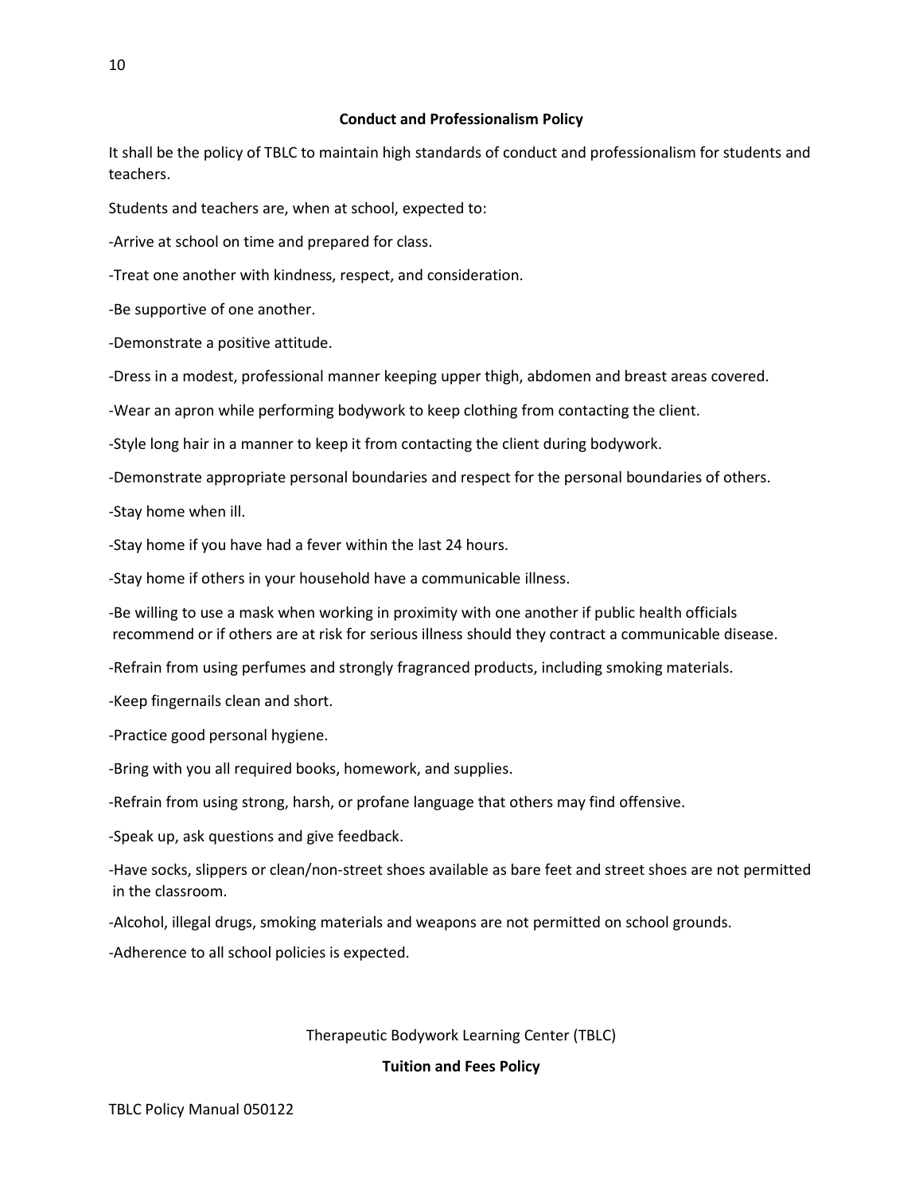## Conduct and Professionalism Policy

It shall be the policy of TBLC to maintain high standards of conduct and professionalism for students and teachers.

Students and teachers are, when at school, expected to:

-Arrive at school on time and prepared for class.

-Treat one another with kindness, respect, and consideration.

-Be supportive of one another.

-Demonstrate a positive attitude.

-Dress in a modest, professional manner keeping upper thigh, abdomen and breast areas covered.

-Wear an apron while performing bodywork to keep clothing from contacting the client.

-Style long hair in a manner to keep it from contacting the client during bodywork.

-Demonstrate appropriate personal boundaries and respect for the personal boundaries of others.

-Stay home when ill.

-Stay home if you have had a fever within the last 24 hours.

-Stay home if others in your household have a communicable illness.

-Be willing to use a mask when working in proximity with one another if public health officials recommend or if others are at risk for serious illness should they contract a communicable disease.

-Refrain from using perfumes and strongly fragranced products, including smoking materials.

-Keep fingernails clean and short.

-Practice good personal hygiene.

-Bring with you all required books, homework, and supplies.

-Refrain from using strong, harsh, or profane language that others may find offensive.

-Speak up, ask questions and give feedback.

-Have socks, slippers or clean/non-street shoes available as bare feet and street shoes are not permitted in the classroom.

-Alcohol, illegal drugs, smoking materials and weapons are not permitted on school grounds.

-Adherence to all school policies is expected.

Therapeutic Bodywork Learning Center (TBLC)

## Tuition and Fees Policy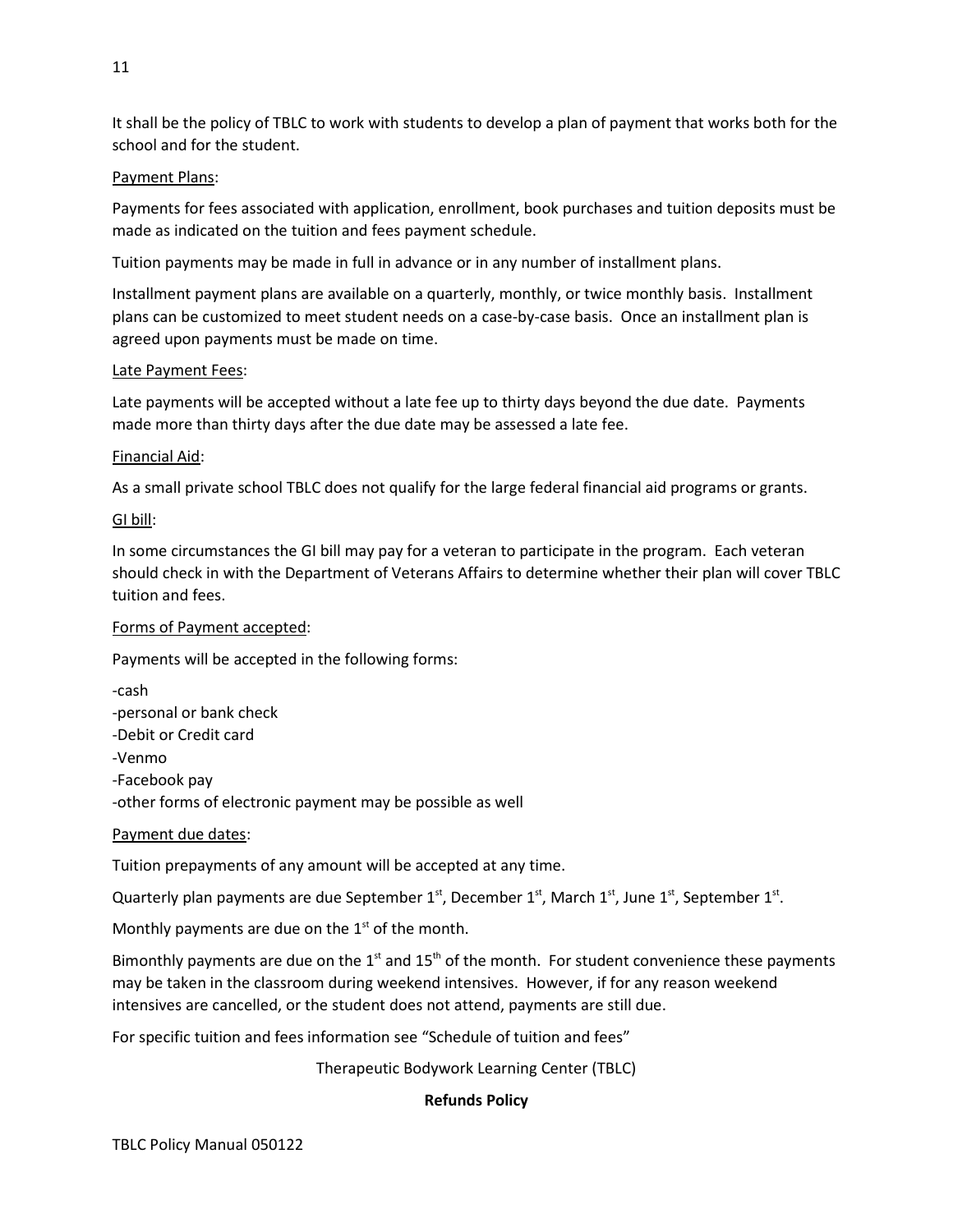It shall be the policy of TBLC to work with students to develop a plan of payment that works both for the school and for the student.

<u>Payment Plans</u>:

Payments for fees associated with application, enrollment, book purchases and tuition deposits must be made as indicated on the tuition and fees payment schedule.

Tuition payments may be made in full in advance or in any number of installment plans.

Installment payment plans are available on a quarterly, monthly, or twice monthly basis. Installment plans can be customized to meet student needs on a case-by-case basis. Once an installment plan is agreed upon payments must be made on time.

<u>Late Payment Fees</u>:

Late payments will be accepted without a late fee up to thirty days beyond the due date. Payments made more than thirty days after the due date may be assessed a late fee.

<u>Financial Aid</u>:

As a small private school TBLC does not qualify for the large federal financial aid programs or grants.

<u>GI bill</u>:

In some circumstances the GI bill may pay for a veteran to participate in the program. Each veteran should check in with the Department of Veterans Affairs to determine whether their plan will cover TBLC tuition and fees.

<u>Forms of Payment accepted</u>:

Payments will be accepted in the following forms:

-cash
-personal or bank check
-Debit or Credit card
-Venmo
-Facebook pay
-other forms of electronic payment may be possible as well

<u>Payment due dates</u>:

Tuition prepayments of any amount will be accepted at any time.

Quarterly plan payments are due September 1st, December 1st, March 1st, June 1st, September 1st.

Monthly payments are due on the 1st of the month.

Bimonthly payments are due on the 1st and 15th of the month. For student convenience these payments may be taken in the classroom during weekend intensives. However, if for any reason weekend intensives are cancelled, or the student does not attend, payments are still due.

For specific tuition and fees information see "Schedule of tuition and fees"

Therapeutic Bodywork Learning Center (TBLC)

**Refunds Policy**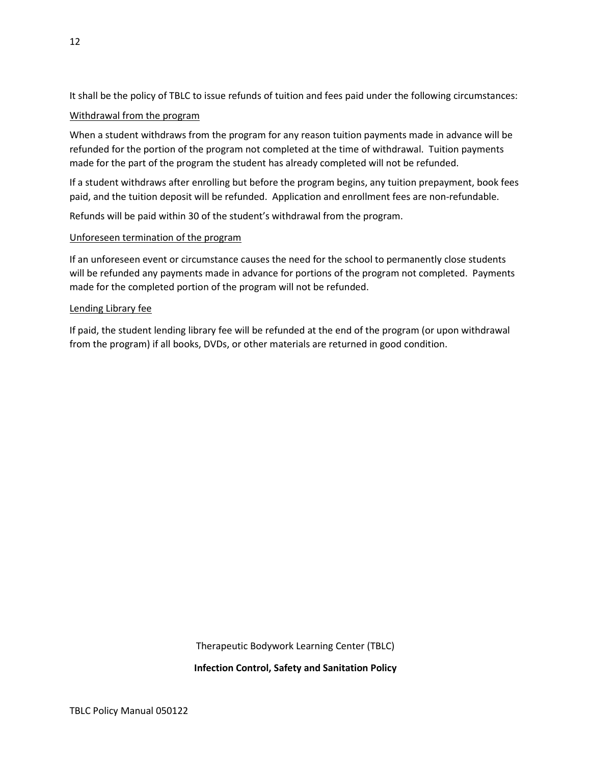It shall be the policy of TBLC to issue refunds of tuition and fees paid under the following circumstances:

Withdrawal from the program

When a student withdraws from the program for any reason tuition payments made in advance will be refunded for the portion of the program not completed at the time of withdrawal. Tuition payments made for the part of the program the student has already completed will not be refunded.

If a student withdraws after enrolling but before the program begins, any tuition prepayment, book fees paid, and the tuition deposit will be refunded. Application and enrollment fees are non-refundable.

Refunds will be paid within 30 of the student's withdrawal from the program.

Unforeseen termination of the program

If an unforeseen event or circumstance causes the need for the school to permanently close students will be refunded any payments made in advance for portions of the program not completed. Payments made for the completed portion of the program will not be refunded.

Lending Library fee

If paid, the student lending library fee will be refunded at the end of the program (or upon withdrawal from the program) if all books, DVDs, or other materials are returned in good condition.

Therapeutic Bodywork Learning Center (TBLC)

**Infection Control, Safety and Sanitation Policy**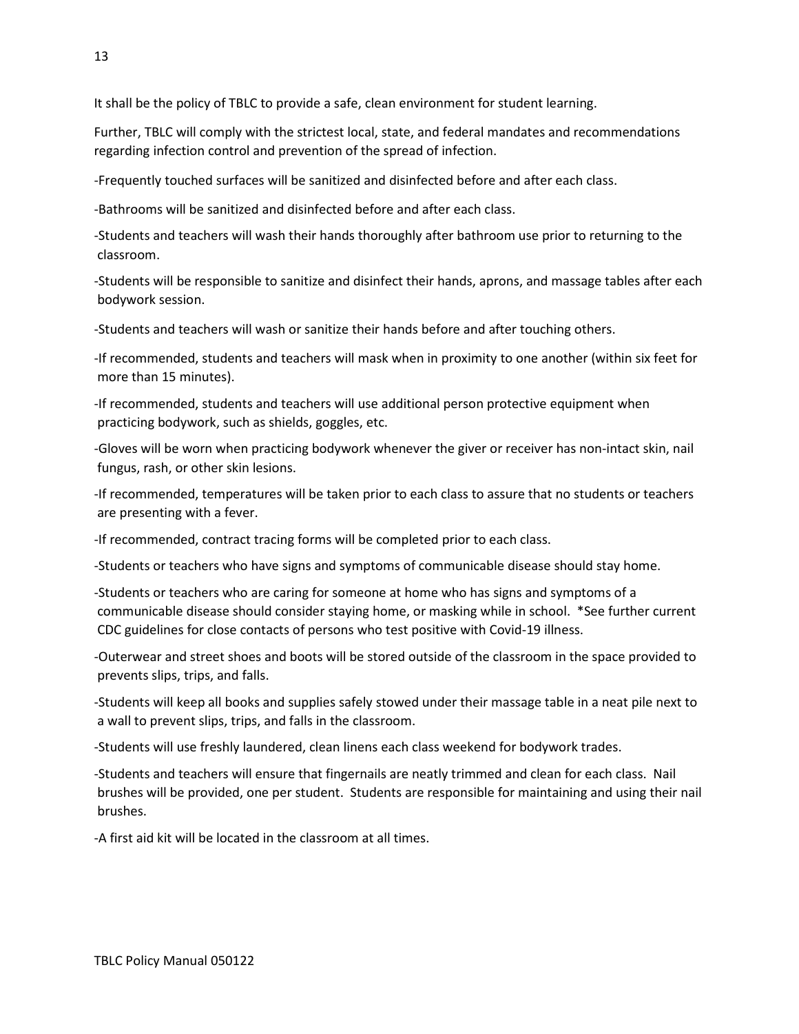It shall be the policy of TBLC to provide a safe, clean environment for student learning.

Further, TBLC will comply with the strictest local, state, and federal mandates and recommendations regarding infection control and prevention of the spread of infection.

-Frequently touched surfaces will be sanitized and disinfected before and after each class.

-Bathrooms will be sanitized and disinfected before and after each class.

-Students and teachers will wash their hands thoroughly after bathroom use prior to returning to the classroom.

-Students will be responsible to sanitize and disinfect their hands, aprons, and massage tables after each bodywork session.

-Students and teachers will wash or sanitize their hands before and after touching others.

-If recommended, students and teachers will mask when in proximity to one another (within six feet for more than 15 minutes).

-If recommended, students and teachers will use additional person protective equipment when practicing bodywork, such as shields, goggles, etc.

-Gloves will be worn when practicing bodywork whenever the giver or receiver has non-intact skin, nail fungus, rash, or other skin lesions.

-If recommended, temperatures will be taken prior to each class to assure that no students or teachers are presenting with a fever.

-If recommended, contract tracing forms will be completed prior to each class.

-Students or teachers who have signs and symptoms of communicable disease should stay home.

-Students or teachers who are caring for someone at home who has signs and symptoms of a communicable disease should consider staying home, or masking while in school. *See further current CDC guidelines for close contacts of persons who test positive with Covid-19 illness.

-Outerwear and street shoes and boots will be stored outside of the classroom in the space provided to prevents slips, trips, and falls.

-Students will keep all books and supplies safely stowed under their massage table in a neat pile next to a wall to prevent slips, trips, and falls in the classroom.

-Students will use freshly laundered, clean linens each class weekend for bodywork trades.

-Students and teachers will ensure that fingernails are neatly trimmed and clean for each class. Nail brushes will be provided, one per student. Students are responsible for maintaining and using their nail brushes.

-A first aid kit will be located in the classroom at all times.